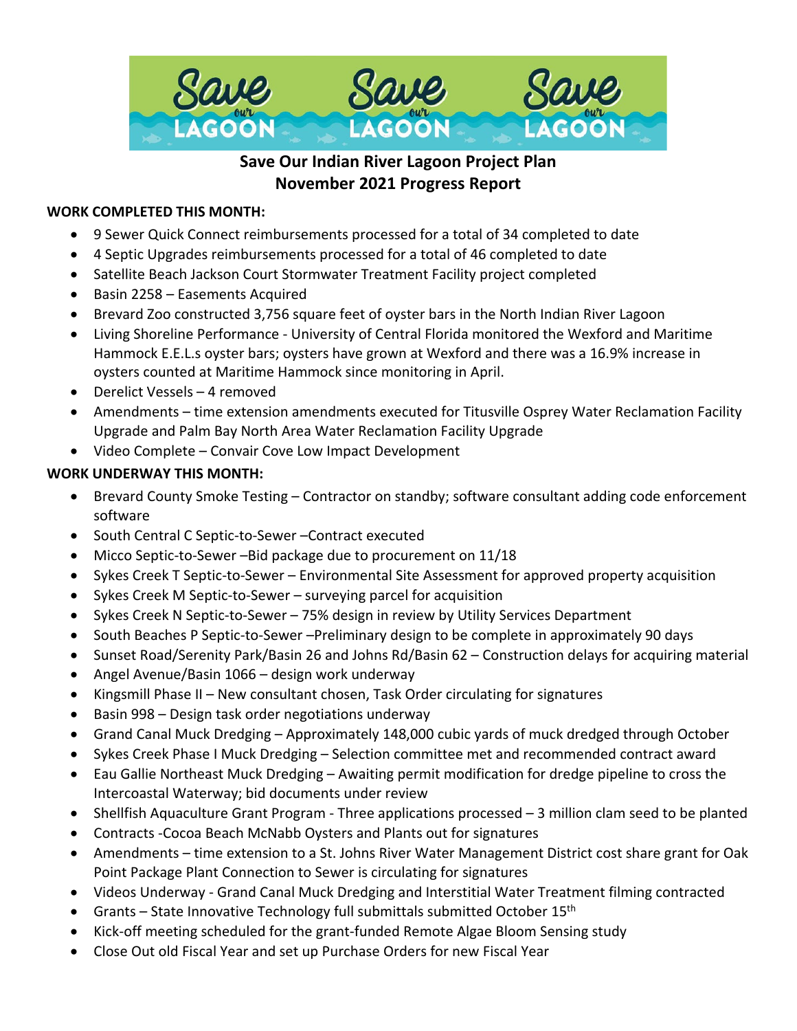# Save Our Indian River Lagoon Project Plan
## November 2021 Progress Report

**WORK COMPLETED THIS MONTH:**

- 9 Sewer Quick Connect reimbursements processed for a total of 34 completed to date
- 4 Septic Upgrades reimbursements processed for a total of 46 completed to date
- Satellite Beach Jackson Court Stormwater Treatment Facility project completed
- Basin 2258 – Easements Acquired
- Brevard Zoo constructed 3,756 square feet of oyster bars in the North Indian River Lagoon
- Living Shoreline Performance - University of Central Florida monitored the Wexford and Maritime Hammock E.E.L.s oyster bars; oysters have grown at Wexford and there was a 16.9% increase in oysters counted at Maritime Hammock since monitoring in April.
- Derelict Vessels – 4 removed
- Amendments – time extension amendments executed for Titusville Osprey Water Reclamation Facility Upgrade and Palm Bay North Area Water Reclamation Facility Upgrade
- Video Complete – Convair Cove Low Impact Development

**WORK UNDERWAY THIS MONTH:**

- Brevard County Smoke Testing – Contractor on standby; software consultant adding code enforcement software
- South Central C Septic-to-Sewer –Contract executed
- Micco Septic-to-Sewer –Bid package due to procurement on 11/18
- Sykes Creek T Septic-to-Sewer – Environmental Site Assessment for approved property acquisition
- Sykes Creek M Septic-to-Sewer – surveying parcel for acquisition
- Sykes Creek N Septic-to-Sewer – 75% design in review by Utility Services Department
- South Beaches P Septic-to-Sewer –Preliminary design to be complete in approximately 90 days
- Sunset Road/Serenity Park/Basin 26 and Johns Rd/Basin 62 – Construction delays for acquiring material
- Angel Avenue/Basin 1066 – design work underway
- Kingsmill Phase II – New consultant chosen, Task Order circulating for signatures
- Basin 998 – Design task order negotiations underway
- Grand Canal Muck Dredging – Approximately 148,000 cubic yards of muck dredged through October
- Sykes Creek Phase I Muck Dredging – Selection committee met and recommended contract award
- Eau Gallie Northeast Muck Dredging – Awaiting permit modification for dredge pipeline to cross the Intercoastal Waterway; bid documents under review
- Shellfish Aquaculture Grant Program - Three applications processed – 3 million clam seed to be planted
- Contracts -Cocoa Beach McNabb Oysters and Plants out for signatures
- Amendments – time extension to a St. Johns River Water Management District cost share grant for Oak Point Package Plant Connection to Sewer is circulating for signatures
- Videos Underway - Grand Canal Muck Dredging and Interstitial Water Treatment filming contracted
- Grants – State Innovative Technology full submittals submitted October 15th
- Kick-off meeting scheduled for the grant-funded Remote Algae Bloom Sensing study
- Close Out old Fiscal Year and set up Purchase Orders for new Fiscal Year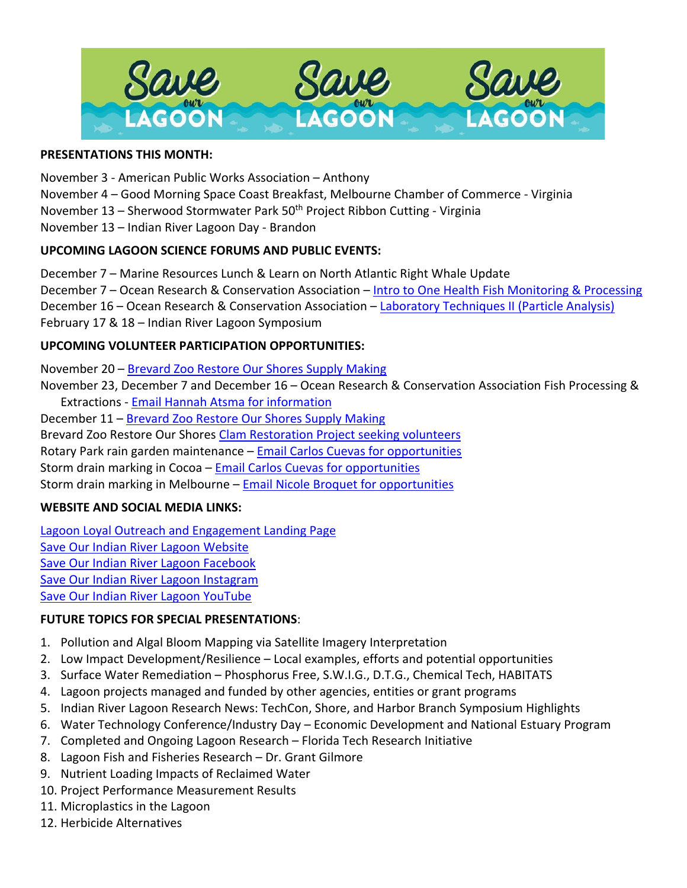**PRESENTATIONS THIS MONTH:**

November 3 - American Public Works Association – Anthony
November 4 – Good Morning Space Coast Breakfast, Melbourne Chamber of Commerce - Virginia
November 13 – Sherwood Stormwater Park 50th Project Ribbon Cutting - Virginia
November 13 – Indian River Lagoon Day - Brandon

**UPCOMING LAGOON SCIENCE FORUMS AND PUBLIC EVENTS:**

December 7 – Marine Resources Lunch & Learn on North Atlantic Right Whale Update
December 7 – Ocean Research & Conservation Association – Intro to One Health Fish Monitoring & Processing
December 16 – Ocean Research & Conservation Association – Laboratory Techniques II (Particle Analysis)
February 17 & 18 – Indian River Lagoon Symposium

**UPCOMING VOLUNTEER PARTICIPATION OPPORTUNITIES:**

November 20 – Brevard Zoo Restore Our Shores Supply Making
November 23, December 7 and December 16 – Ocean Research & Conservation Association Fish Processing & Extractions - Email Hannah Atsma for information
December 11 – Brevard Zoo Restore Our Shores Supply Making
Brevard Zoo Restore Our Shores Clam Restoration Project seeking volunteers
Rotary Park rain garden maintenance – Email Carlos Cuevas for opportunities
Storm drain marking in Cocoa – Email Carlos Cuevas for opportunities
Storm drain marking in Melbourne – Email Nicole Broquet for opportunities

**WEBSITE AND SOCIAL MEDIA LINKS:**

Lagoon Loyal Outreach and Engagement Landing Page
Save Our Indian River Lagoon Website
Save Our Indian River Lagoon Facebook
Save Our Indian River Lagoon Instagram
Save Our Indian River Lagoon YouTube

**FUTURE TOPICS FOR SPECIAL PRESENTATIONS**:

1. Pollution and Algal Bloom Mapping via Satellite Imagery Interpretation
2. Low Impact Development/Resilience – Local examples, efforts and potential opportunities
3. Surface Water Remediation – Phosphorus Free, S.W.I.G., D.T.G., Chemical Tech, HABITATS
4. Lagoon projects managed and funded by other agencies, entities or grant programs
5. Indian River Lagoon Research News: TechCon, Shore, and Harbor Branch Symposium Highlights
6. Water Technology Conference/Industry Day – Economic Development and National Estuary Program
7. Completed and Ongoing Lagoon Research – Florida Tech Research Initiative
8. Lagoon Fish and Fisheries Research – Dr. Grant Gilmore
9. Nutrient Loading Impacts of Reclaimed Water
10. Project Performance Measurement Results
11. Microplastics in the Lagoon
12. Herbicide Alternatives